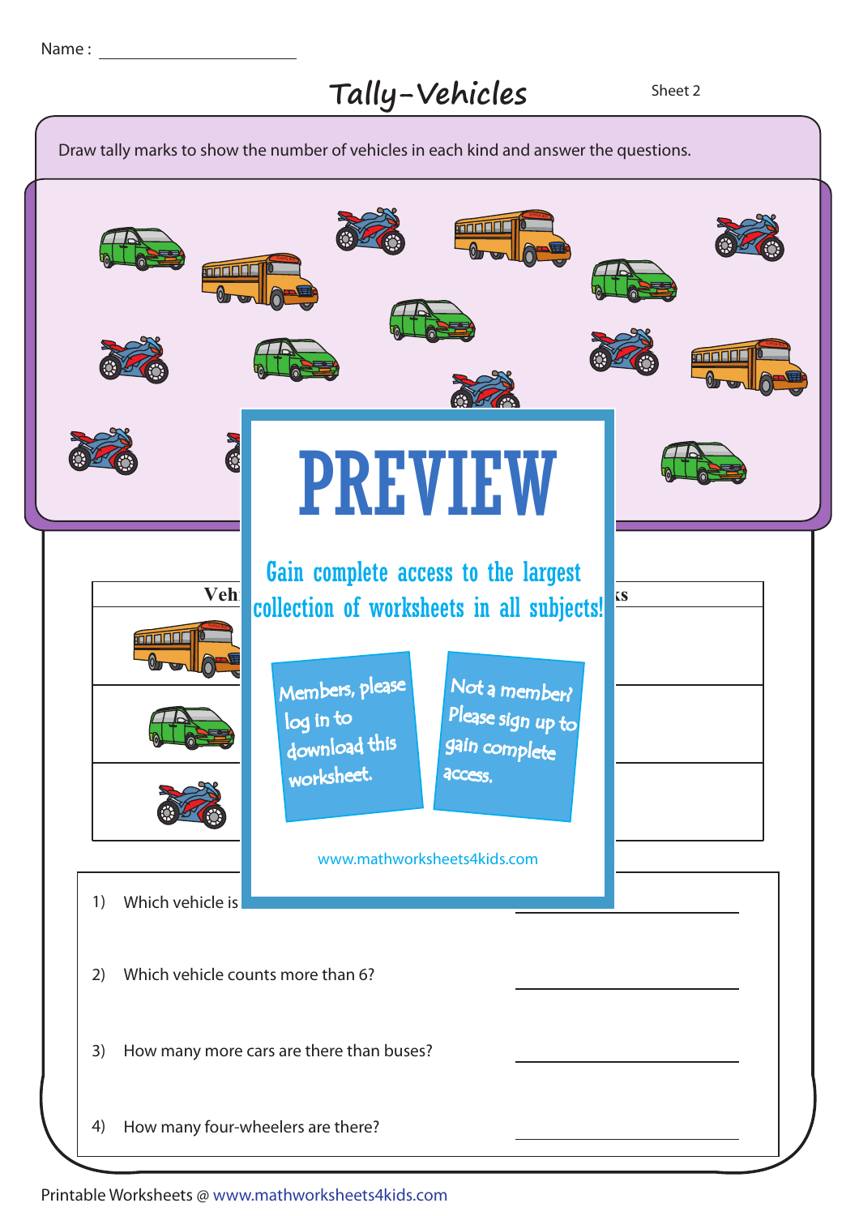Name : ____________________

# Tally-Vehicles

Sheet 2

Draw tally marks to show the number of vehicles in each kind and answer the questions.

| Veh | ks |
|---|---|
| | |
| | |
| | |

# PREVIEW

Gain complete access to the largest collection of worksheets in all subjects!

Members, please log in to download this worksheet.

Not a member? Please sign up to gain complete access.

www.mathworksheets4kids.com

1) Which vehicle is ____________________

2) Which vehicle counts more than 6? ____________________

3) How many more cars are there than buses? ____________________

4) How many four-wheelers are there? ____________________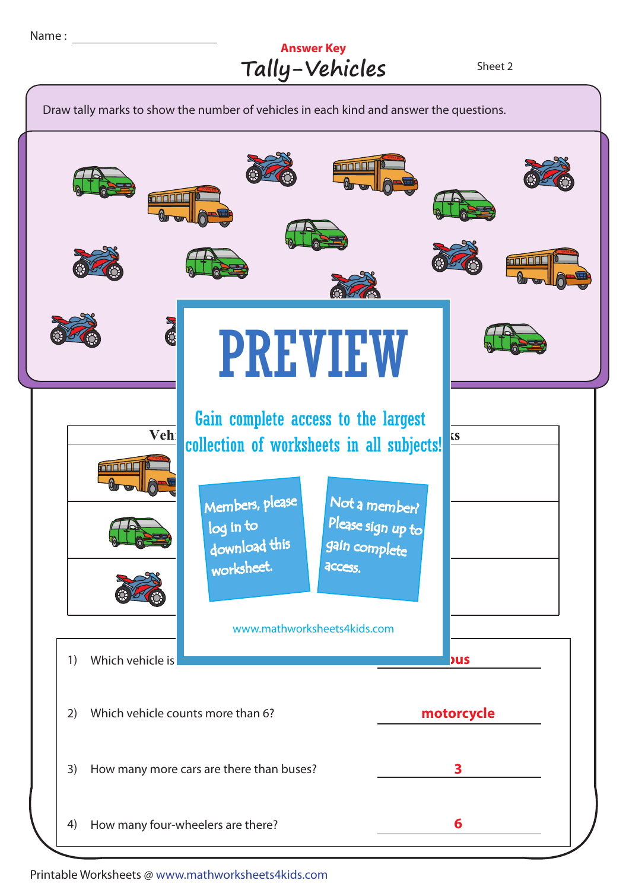Name : _______________

**Answer Key**

# Tally-Vehicles

Sheet 2

Draw tally marks to show the number of vehicles in each kind and answer the questions.

| Veh | ks |
|---|---|
| | |
| | |
| | |

# PREVIEW

Gain complete access to the largest collection of worksheets in all subjects!

Members, please log in to download this worksheet.

Not a member? Please sign up to gain complete access.

www.mathworksheets4kids.com

1) Which vehicle is ___ **bus**

2) Which vehicle counts more than 6? **motorcycle**

3) How many more cars are there than buses? **3**

4) How many four-wheelers are there? **6**

Printable Worksheets @ www.mathworksheets4kids.com